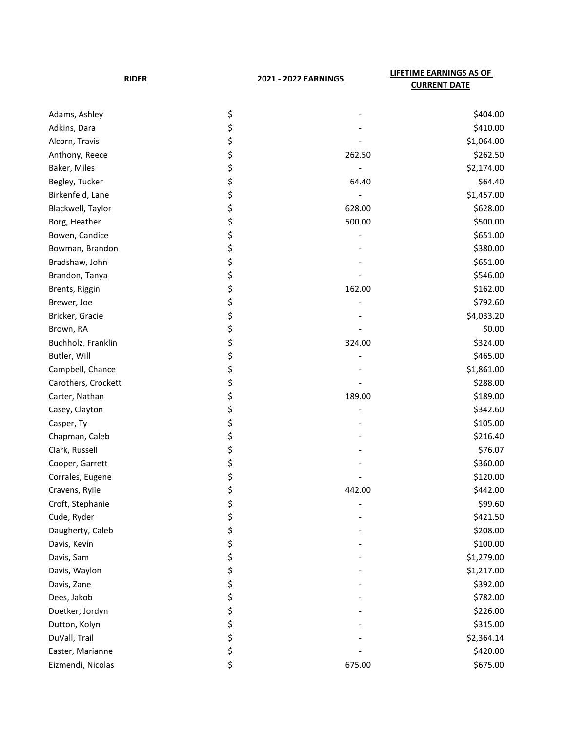| RIDER | 2021 - 2022 EARNINGS | LIFETIME EARNINGS AS OF CURRENT DATE |
|---|---|---|
| Adams, Ashley | $ - | $404.00 |
| Adkins, Dara | $ - | $410.00 |
| Alcorn, Travis | $ - | $1,064.00 |
| Anthony, Reece | $ 262.50 | $262.50 |
| Baker, Miles | $ - | $2,174.00 |
| Begley, Tucker | $ 64.40 | $64.40 |
| Birkenfeld, Lane | $ - | $1,457.00 |
| Blackwell, Taylor | $ 628.00 | $628.00 |
| Borg, Heather | $ 500.00 | $500.00 |
| Bowen, Candice | $ - | $651.00 |
| Bowman, Brandon | $ - | $380.00 |
| Bradshaw, John | $ - | $651.00 |
| Brandon, Tanya | $ - | $546.00 |
| Brents, Riggin | $ 162.00 | $162.00 |
| Brewer, Joe | $ - | $792.60 |
| Bricker, Gracie | $ - | $4,033.20 |
| Brown, RA | $ - | $0.00 |
| Buchholz, Franklin | $ 324.00 | $324.00 |
| Butler, Will | $ - | $465.00 |
| Campbell, Chance | $ - | $1,861.00 |
| Carothers, Crockett | $ - | $288.00 |
| Carter, Nathan | $ 189.00 | $189.00 |
| Casey, Clayton | $ - | $342.60 |
| Casper, Ty | $ - | $105.00 |
| Chapman, Caleb | $ - | $216.40 |
| Clark, Russell | $ - | $76.07 |
| Cooper, Garrett | $ - | $360.00 |
| Corrales, Eugene | $ - | $120.00 |
| Cravens, Rylie | $ 442.00 | $442.00 |
| Croft, Stephanie | $ - | $99.60 |
| Cude, Ryder | $ - | $421.50 |
| Daugherty, Caleb | $ - | $208.00 |
| Davis, Kevin | $ - | $100.00 |
| Davis, Sam | $ - | $1,279.00 |
| Davis, Waylon | $ - | $1,217.00 |
| Davis, Zane | $ - | $392.00 |
| Dees, Jakob | $ - | $782.00 |
| Doetker, Jordyn | $ - | $226.00 |
| Dutton, Kolyn | $ - | $315.00 |
| DuVall, Trail | $ - | $2,364.14 |
| Easter, Marianne | $ - | $420.00 |
| Eizmendi, Nicolas | $ 675.00 | $675.00 |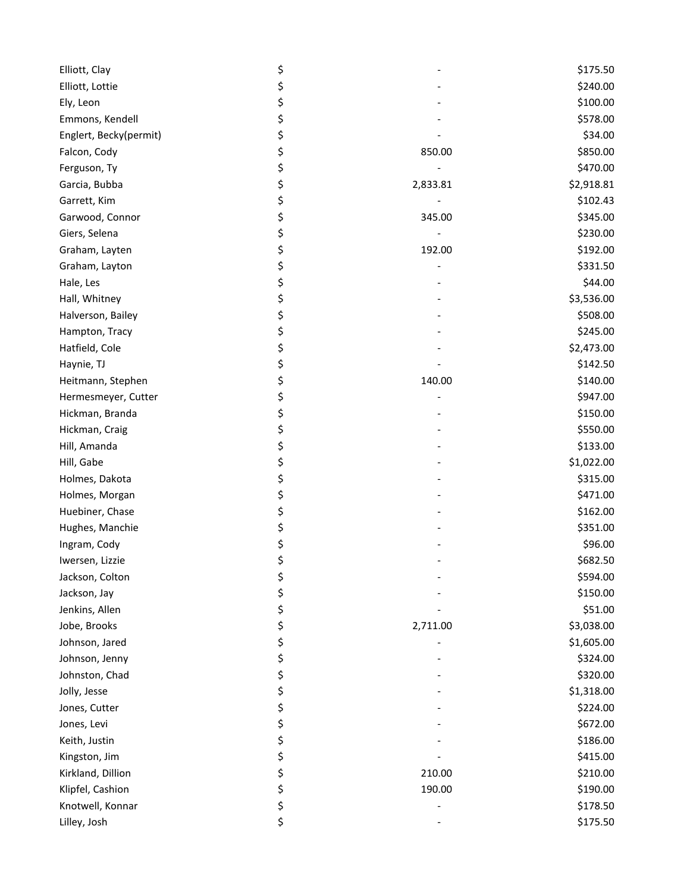| | | | |
|---|---|---|---|
| Elliott, Clay | $ | - | $175.50 |
| Elliott, Lottie | $ | - | $240.00 |
| Ely, Leon | $ | - | $100.00 |
| Emmons, Kendell | $ | - | $578.00 |
| Englert, Becky(permit) | $ | - | $34.00 |
| Falcon, Cody | $ | 850.00 | $850.00 |
| Ferguson, Ty | $ | - | $470.00 |
| Garcia, Bubba | $ | 2,833.81 | $2,918.81 |
| Garrett, Kim | $ | - | $102.43 |
| Garwood, Connor | $ | 345.00 | $345.00 |
| Giers, Selena | $ | - | $230.00 |
| Graham, Layten | $ | 192.00 | $192.00 |
| Graham, Layton | $ | - | $331.50 |
| Hale, Les | $ | - | $44.00 |
| Hall, Whitney | $ | - | $3,536.00 |
| Halverson, Bailey | $ | - | $508.00 |
| Hampton, Tracy | $ | - | $245.00 |
| Hatfield, Cole | $ | - | $2,473.00 |
| Haynie, TJ | $ | - | $142.50 |
| Heitmann, Stephen | $ | 140.00 | $140.00 |
| Hermesmeyer, Cutter | $ | - | $947.00 |
| Hickman, Branda | $ | - | $150.00 |
| Hickman, Craig | $ | - | $550.00 |
| Hill, Amanda | $ | - | $133.00 |
| Hill, Gabe | $ | - | $1,022.00 |
| Holmes, Dakota | $ | - | $315.00 |
| Holmes, Morgan | $ | - | $471.00 |
| Huebiner, Chase | $ | - | $162.00 |
| Hughes, Manchie | $ | - | $351.00 |
| Ingram, Cody | $ | - | $96.00 |
| Iwersen, Lizzie | $ | - | $682.50 |
| Jackson, Colton | $ | - | $594.00 |
| Jackson, Jay | $ | - | $150.00 |
| Jenkins, Allen | $ | - | $51.00 |
| Jobe, Brooks | $ | 2,711.00 | $3,038.00 |
| Johnson, Jared | $ | - | $1,605.00 |
| Johnson, Jenny | $ | - | $324.00 |
| Johnston, Chad | $ | - | $320.00 |
| Jolly, Jesse | $ | - | $1,318.00 |
| Jones, Cutter | $ | - | $224.00 |
| Jones, Levi | $ | - | $672.00 |
| Keith, Justin | $ | - | $186.00 |
| Kingston, Jim | $ | - | $415.00 |
| Kirkland, Dillion | $ | 210.00 | $210.00 |
| Klipfel, Cashion | $ | 190.00 | $190.00 |
| Knotwell, Konnar | $ | - | $178.50 |
| Lilley, Josh | $ | - | $175.50 |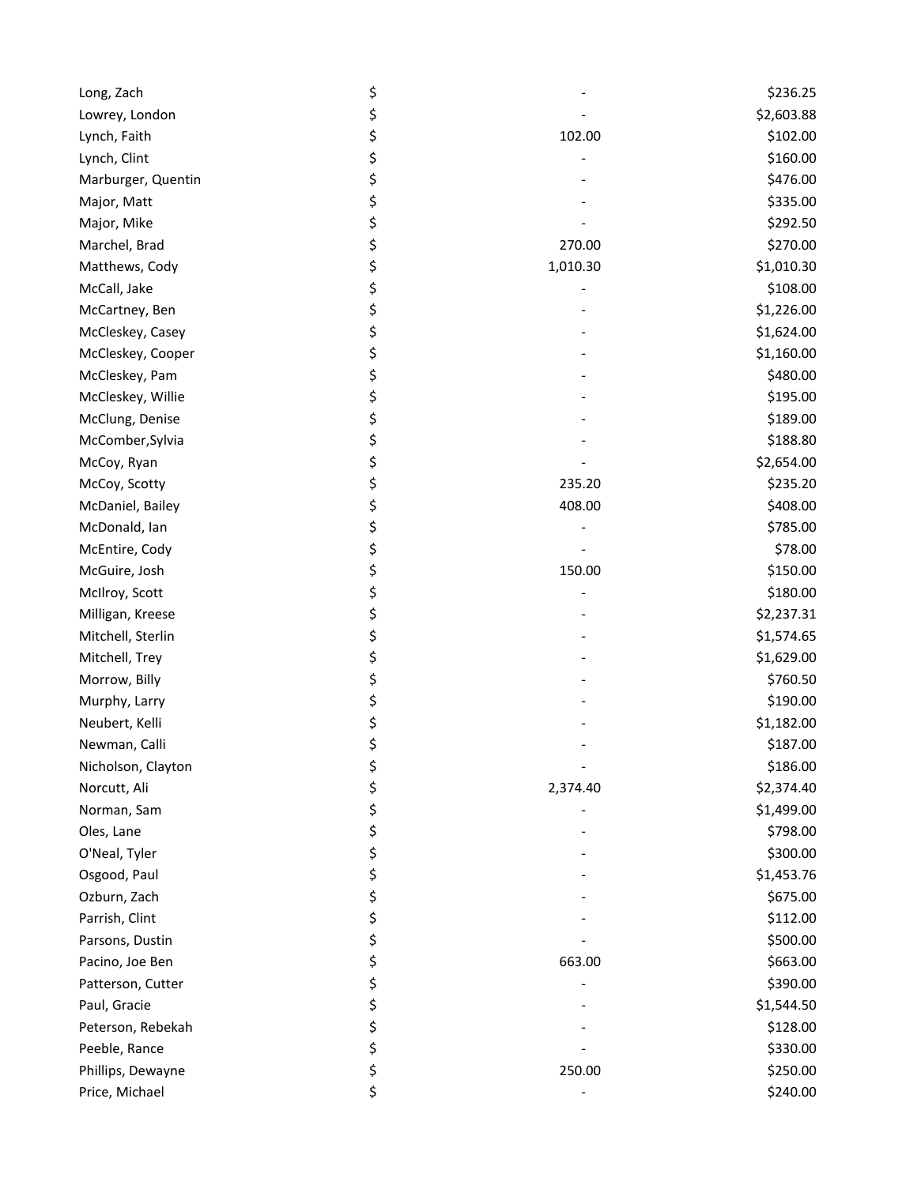| | | | |
|---|---|---|---|
| Long, Zach | $ | - | $236.25 |
| Lowrey, London | $ | - | $2,603.88 |
| Lynch, Faith | $ | 102.00 | $102.00 |
| Lynch, Clint | $ | - | $160.00 |
| Marburger, Quentin | $ | - | $476.00 |
| Major, Matt | $ | - | $335.00 |
| Major, Mike | $ | - | $292.50 |
| Marchel, Brad | $ | 270.00 | $270.00 |
| Matthews, Cody | $ | 1,010.30 | $1,010.30 |
| McCall, Jake | $ | - | $108.00 |
| McCartney, Ben | $ | - | $1,226.00 |
| McCleskey, Casey | $ | - | $1,624.00 |
| McCleskey, Cooper | $ | - | $1,160.00 |
| McCleskey, Pam | $ | - | $480.00 |
| McCleskey, Willie | $ | - | $195.00 |
| McClung, Denise | $ | - | $189.00 |
| McComber,Sylvia | $ | - | $188.80 |
| McCoy, Ryan | $ | - | $2,654.00 |
| McCoy, Scotty | $ | 235.20 | $235.20 |
| McDaniel, Bailey | $ | 408.00 | $408.00 |
| McDonald, Ian | $ | - | $785.00 |
| McEntire, Cody | $ | - | $78.00 |
| McGuire, Josh | $ | 150.00 | $150.00 |
| McIlroy, Scott | $ | - | $180.00 |
| Milligan, Kreese | $ | - | $2,237.31 |
| Mitchell, Sterlin | $ | - | $1,574.65 |
| Mitchell, Trey | $ | - | $1,629.00 |
| Morrow, Billy | $ | - | $760.50 |
| Murphy, Larry | $ | - | $190.00 |
| Neubert, Kelli | $ | - | $1,182.00 |
| Newman, Calli | $ | - | $187.00 |
| Nicholson, Clayton | $ | - | $186.00 |
| Norcutt, Ali | $ | 2,374.40 | $2,374.40 |
| Norman, Sam | $ | - | $1,499.00 |
| Oles, Lane | $ | - | $798.00 |
| O'Neal, Tyler | $ | - | $300.00 |
| Osgood, Paul | $ | - | $1,453.76 |
| Ozburn, Zach | $ | - | $675.00 |
| Parrish, Clint | $ | - | $112.00 |
| Parsons, Dustin | $ | - | $500.00 |
| Pacino, Joe Ben | $ | 663.00 | $663.00 |
| Patterson, Cutter | $ | - | $390.00 |
| Paul, Gracie | $ | - | $1,544.50 |
| Peterson, Rebekah | $ | - | $128.00 |
| Peeble, Rance | $ | - | $330.00 |
| Phillips, Dewayne | $ | 250.00 | $250.00 |
| Price, Michael | $ | - | $240.00 |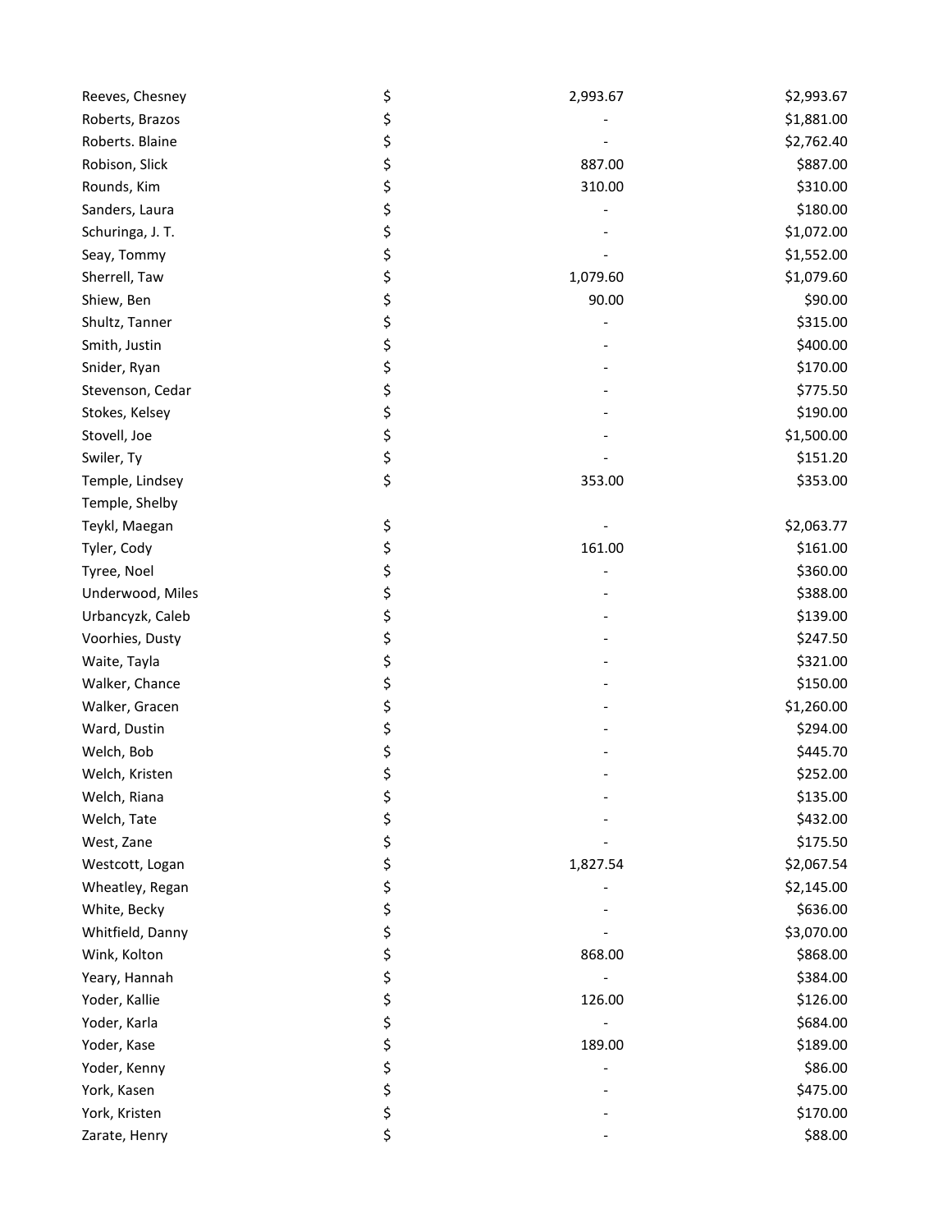| | | | |
|---|---|---|---|
| Reeves, Chesney | $ | 2,993.67 | $2,993.67 |
| Roberts, Brazos | $ | - | $1,881.00 |
| Roberts. Blaine | $ | - | $2,762.40 |
| Robison, Slick | $ | 887.00 | $887.00 |
| Rounds, Kim | $ | 310.00 | $310.00 |
| Sanders, Laura | $ | - | $180.00 |
| Schuringa, J. T. | $ | - | $1,072.00 |
| Seay, Tommy | $ | - | $1,552.00 |
| Sherrell, Taw | $ | 1,079.60 | $1,079.60 |
| Shiew, Ben | $ | 90.00 | $90.00 |
| Shultz, Tanner | $ | - | $315.00 |
| Smith, Justin | $ | - | $400.00 |
| Snider, Ryan | $ | - | $170.00 |
| Stevenson, Cedar | $ | - | $775.50 |
| Stokes, Kelsey | $ | - | $190.00 |
| Stovell, Joe | $ | - | $1,500.00 |
| Swiler, Ty | $ | - | $151.20 |
| Temple, Lindsey | $ | 353.00 | $353.00 |
| Temple, Shelby | | | |
| Teykl, Maegan | $ | - | $2,063.77 |
| Tyler, Cody | $ | 161.00 | $161.00 |
| Tyree, Noel | $ | - | $360.00 |
| Underwood, Miles | $ | - | $388.00 |
| Urbancyzk, Caleb | $ | - | $139.00 |
| Voorhies, Dusty | $ | - | $247.50 |
| Waite, Tayla | $ | - | $321.00 |
| Walker, Chance | $ | - | $150.00 |
| Walker, Gracen | $ | - | $1,260.00 |
| Ward, Dustin | $ | - | $294.00 |
| Welch, Bob | $ | - | $445.70 |
| Welch, Kristen | $ | - | $252.00 |
| Welch, Riana | $ | - | $135.00 |
| Welch, Tate | $ | - | $432.00 |
| West, Zane | $ | - | $175.50 |
| Westcott, Logan | $ | 1,827.54 | $2,067.54 |
| Wheatley, Regan | $ | - | $2,145.00 |
| White, Becky | $ | - | $636.00 |
| Whitfield, Danny | $ | - | $3,070.00 |
| Wink, Kolton | $ | 868.00 | $868.00 |
| Yeary, Hannah | $ | - | $384.00 |
| Yoder, Kallie | $ | 126.00 | $126.00 |
| Yoder, Karla | $ | - | $684.00 |
| Yoder, Kase | $ | 189.00 | $189.00 |
| Yoder, Kenny | $ | - | $86.00 |
| York, Kasen | $ | - | $475.00 |
| York, Kristen | $ | - | $170.00 |
| Zarate, Henry | $ | - | $88.00 |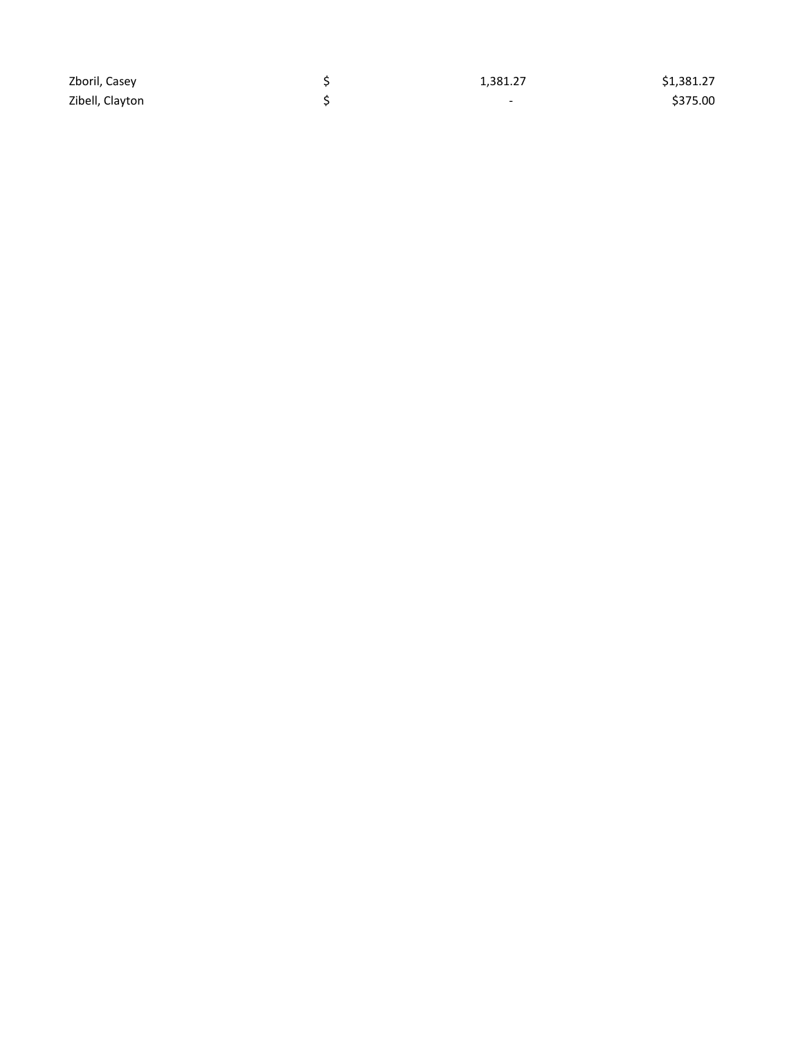| | | | |
|---|---|---|---|
| Zboril, Casey | $ | 1,381.27 | $1,381.27 |
| Zibell, Clayton | $ | - | $375.00 |